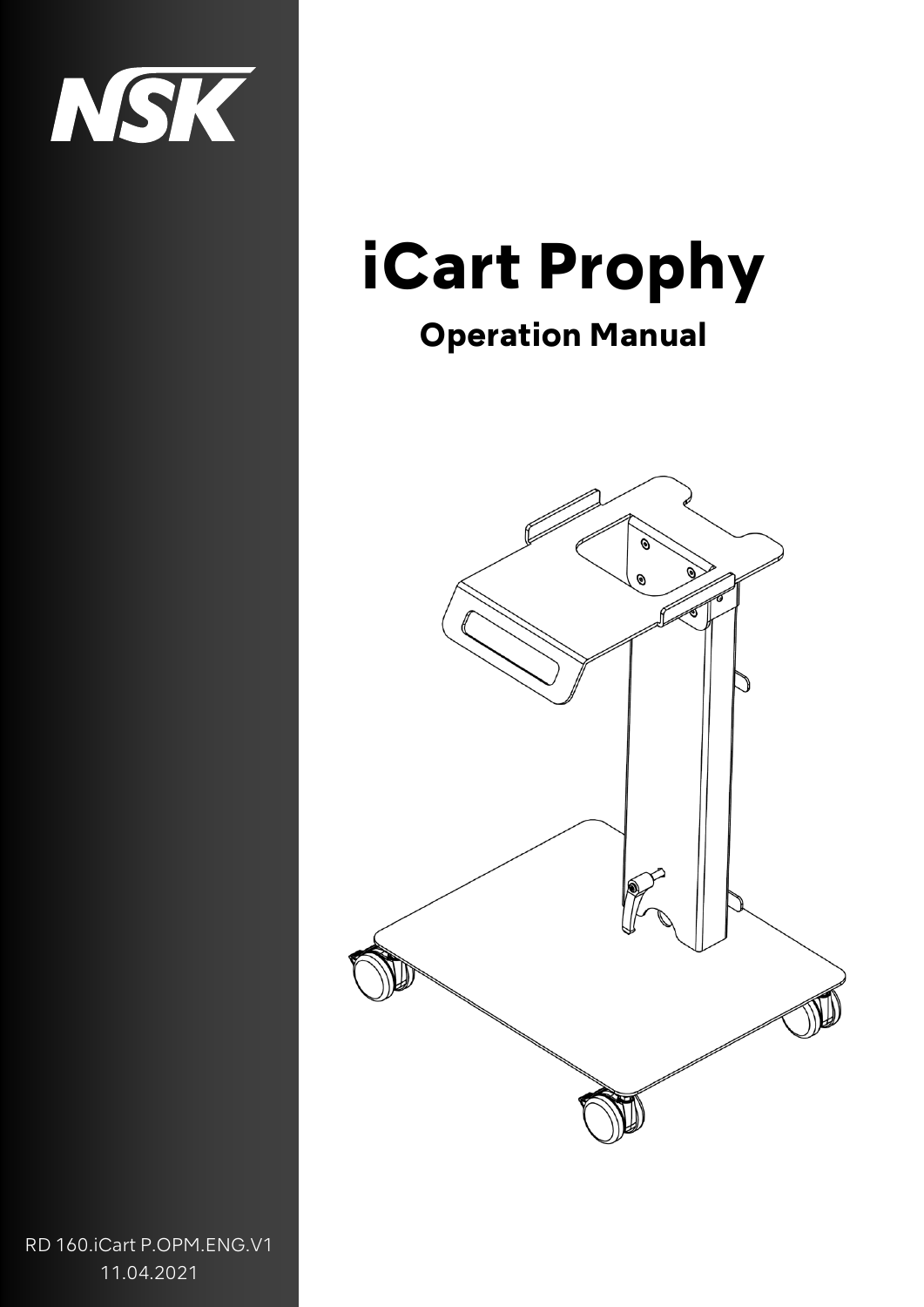NSK

# iCart Prophy

## Operation Manual

RD 160.iCart P.OPM.ENG.V1
11.04.2021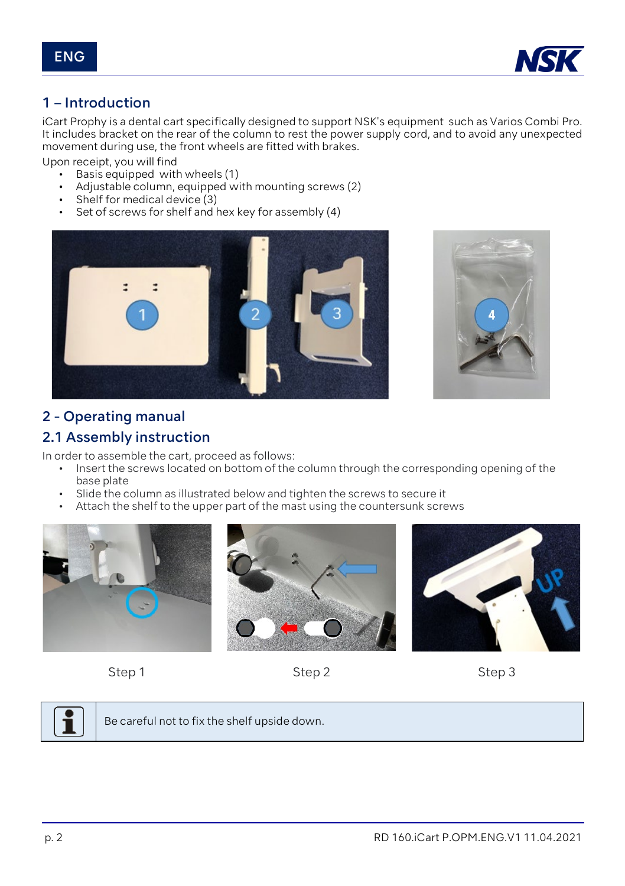## 1 – Introduction

iCart Prophy is a dental cart specifically designed to support NSK's equipment such as Varios Combi Pro. It includes bracket on the rear of the column to rest the power supply cord, and to avoid any unexpected movement during use, the front wheels are fitted with brakes.

Upon receipt, you will find

- Basis equipped with wheels (1)
- Adjustable column, equipped with mounting screws (2)
- Shelf for medical device (3)
- Set of screws for shelf and hex key for assembly (4)

## 2 - Operating manual

### 2.1 Assembly instruction

In order to assemble the cart, proceed as follows:

- Insert the screws located on bottom of the column through the corresponding opening of the base plate
- Slide the column as illustrated below and tighten the screws to secure it
- Attach the shelf to the upper part of the mast using the countersunk screws

Step 1

Step 2

Step 3

Be careful not to fix the shelf upside down.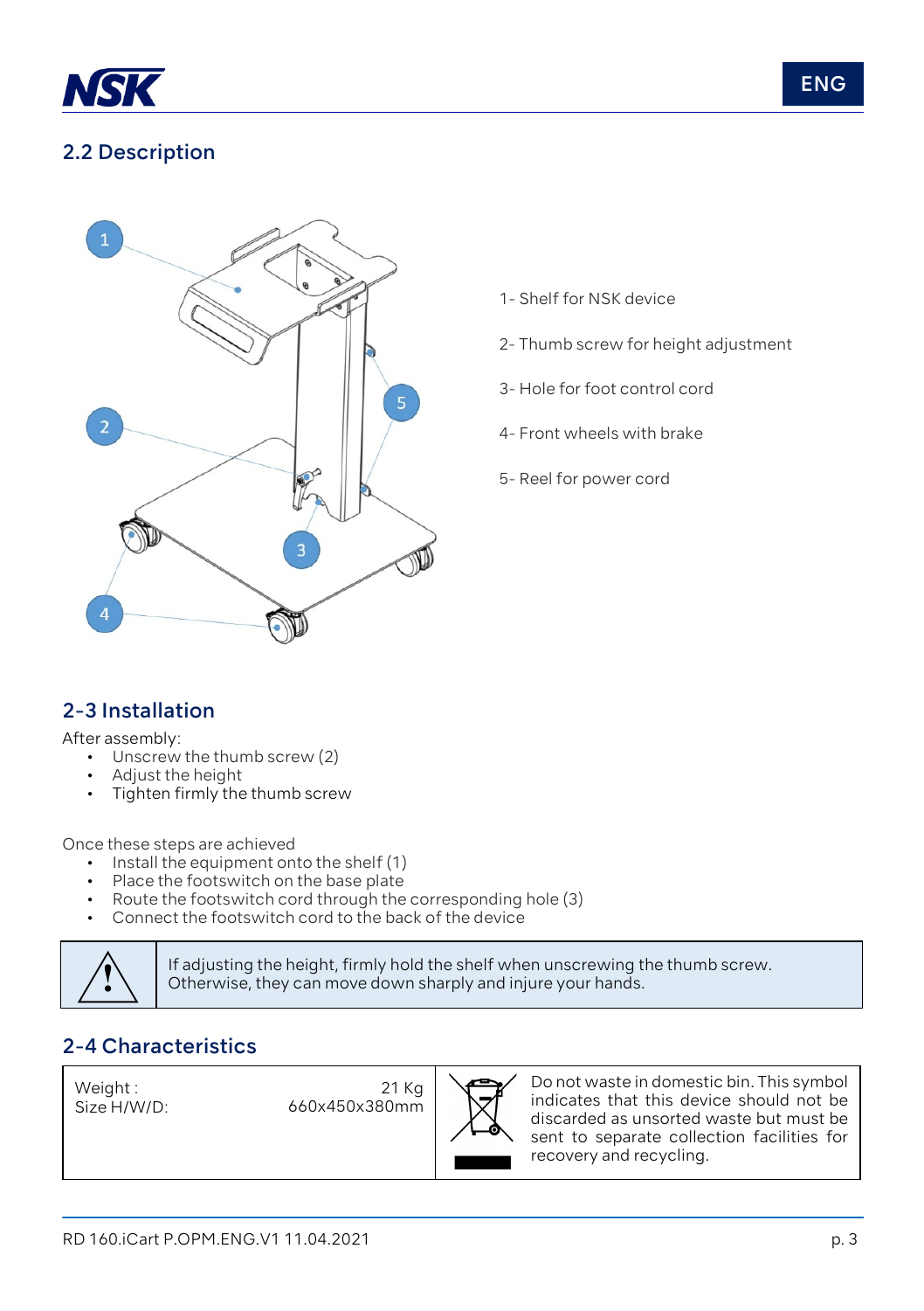## 2.2 Description

1- Shelf for NSK device

2- Thumb screw for height adjustment

3- Hole for foot control cord

4- Front wheels with brake

5- Reel for power cord

## 2-3 Installation

After assembly:

- Unscrew the thumb screw (2)
- Adjust the height
- Tighten firmly the thumb screw

Once these steps are achieved

- Install the equipment onto the shelf (1)
- Place the footswitch on the base plate
- Route the footswitch cord through the corresponding hole (3)
- Connect the footswitch cord to the back of the device

> ⚠ If adjusting the height, firmly hold the shelf when unscrewing the thumb screw. Otherwise, they can move down sharply and injure your hands.

## 2-4 Characteristics

| Weight :<br>Size H/W/D: | 21 Kg<br>660x450x380mm | Do not waste in domestic bin. This symbol indicates that this device should not be discarded as unsorted waste but must be sent to separate collection facilities for recovery and recycling. |
|---|---|---|

RD 160.iCart P.OPM.ENG.V1 11.04.2021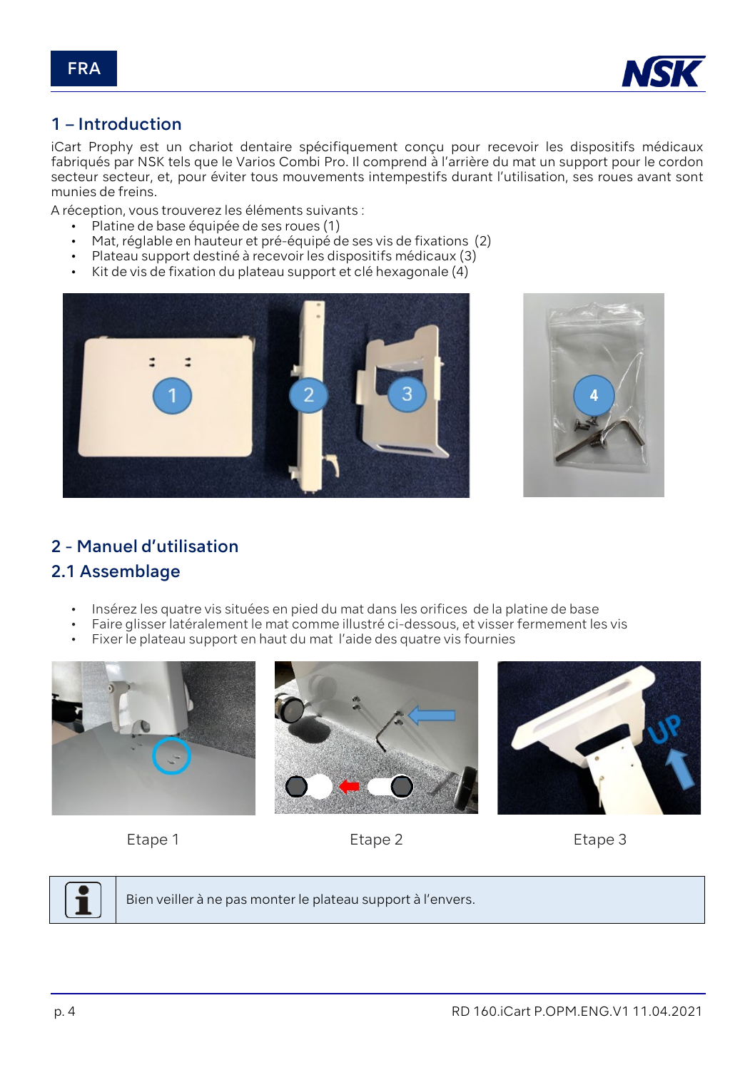FRA

## 1 – Introduction

iCart Prophy est un chariot dentaire spécifiquement conçu pour recevoir les dispositifs médicaux fabriqués par NSK tels que le Varios Combi Pro. Il comprend à l'arrière du mat un support pour le cordon secteur secteur, et, pour éviter tous mouvements intempestifs durant l'utilisation, ses roues avant sont munies de freins.

A réception, vous trouverez les éléments suivants :

- Platine de base équipée de ses roues (1)
- Mat, réglable en hauteur et pré-équipé de ses vis de fixations (2)
- Plateau support destiné à recevoir les dispositifs médicaux (3)
- Kit de vis de fixation du plateau support et clé hexagonale (4)

## 2 - Manuel d'utilisation

### 2.1 Assemblage

- Insérez les quatre vis situées en pied du mat dans les orifices de la platine de base
- Faire glisser latéralement le mat comme illustré ci-dessous, et visser fermement les vis
- Fixer le plateau support en haut du mat l'aide des quatre vis fournies

Etape 1

Etape 2

Etape 3

Bien veiller à ne pas monter le plateau support à l'envers.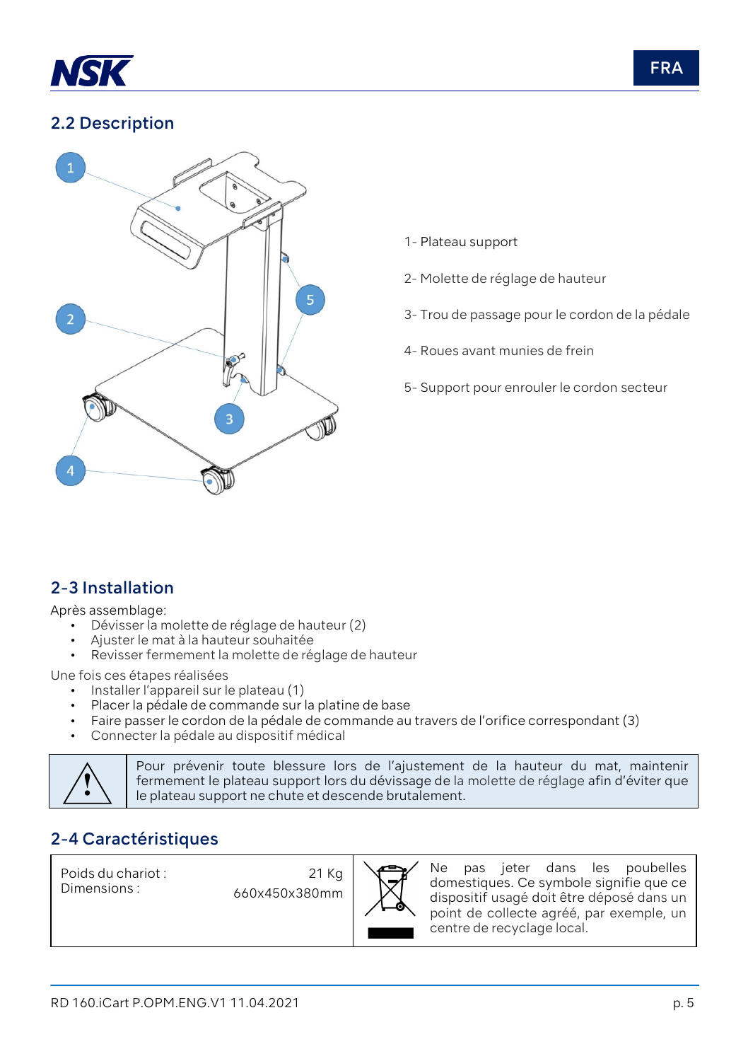## 2.2 Description

1- Plateau support

2- Molette de réglage de hauteur

3- Trou de passage pour le cordon de la pédale

4- Roues avant munies de frein

5- Support pour enrouler le cordon secteur

## 2-3 Installation

Après assemblage:

- Dévisser la molette de réglage de hauteur (2)
- Ajuster le mat à la hauteur souhaitée
- Revisser fermement la molette de réglage de hauteur

Une fois ces étapes réalisées

- Installer l'appareil sur le plateau (1)
- Placer la pédale de commande sur la platine de base
- Faire passer le cordon de la pédale de commande au travers de l'orifice correspondant (3)
- Connecter la pédale au dispositif médical

| ⚠ | Pour prévenir toute blessure lors de l'ajustement de la hauteur du mat, maintenir fermement le plateau support lors du dévissage de la molette de réglage afin d'éviter que le plateau support ne chute et descende brutalement. |
|---|---|

## 2-4 Caractéristiques

| Poids du chariot : | 21 Kg | | Ne pas jeter dans les poubelles domestiques. Ce symbole signifie que ce dispositif usagé doit être déposé dans un point de collecte agréé, par exemple, un centre de recyclage local. |
|---|---|---|---|
| Dimensions : | 660x450x380mm | | |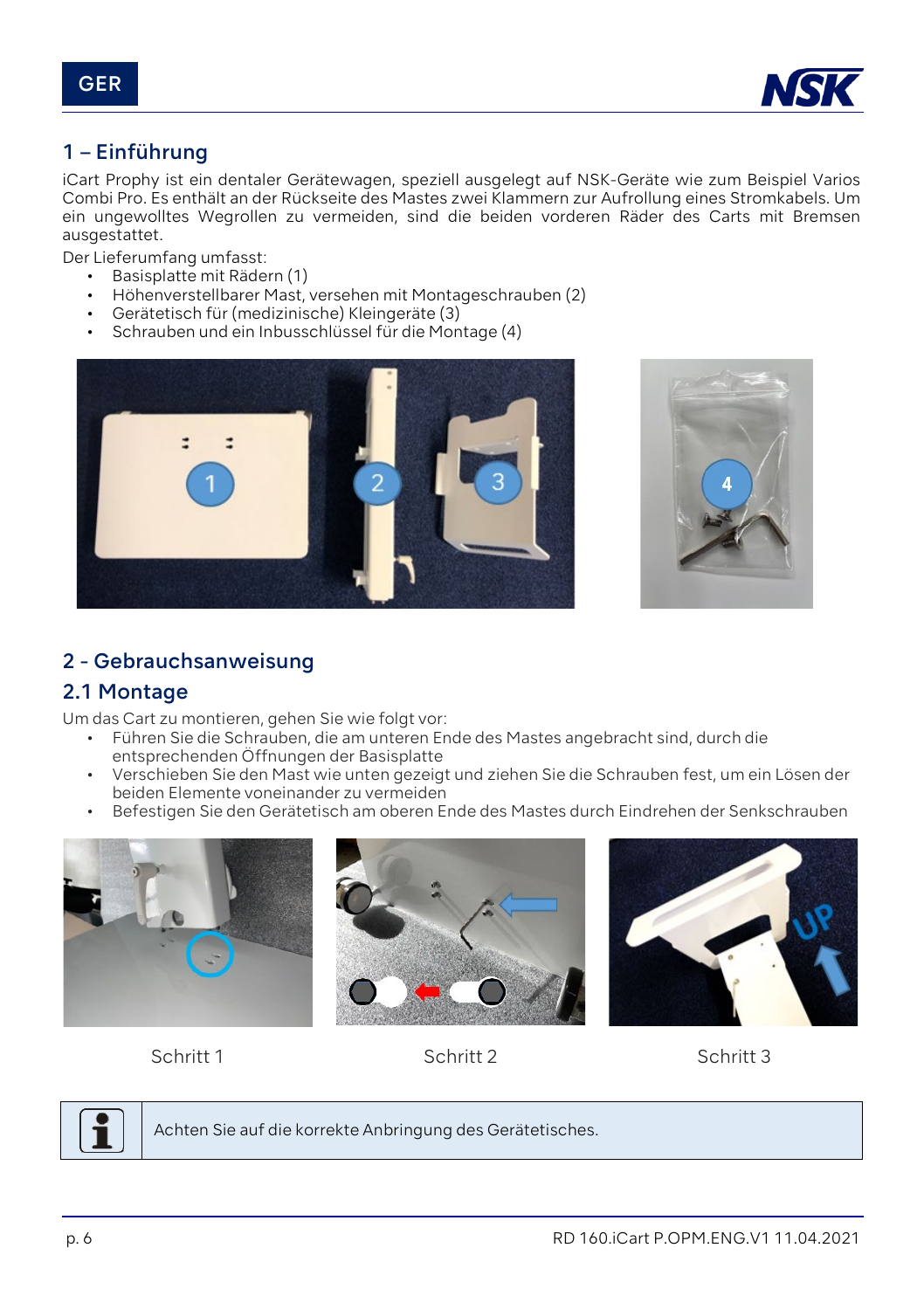## 1 – Einführung

iCart Prophy ist ein dentaler Gerätewagen, speziell ausgelegt auf NSK-Geräte wie zum Beispiel Varios Combi Pro. Es enthält an der Rückseite des Mastes zwei Klammern zur Aufrollung eines Stromkabels. Um ein ungewolltes Wegrollen zu vermeiden, sind die beiden vorderen Räder des Carts mit Bremsen ausgestattet.

Der Lieferumfang umfasst:

- Basisplatte mit Rädern (1)
- Höhenverstellbarer Mast, versehen mit Montageschrauben (2)
- Gerätetisch für (medizinische) Kleingeräte (3)
- Schrauben und ein Inbusschlüssel für die Montage (4)

## 2 - Gebrauchsanweisung

### 2.1 Montage

Um das Cart zu montieren, gehen Sie wie folgt vor:

- Führen Sie die Schrauben, die am unteren Ende des Mastes angebracht sind, durch die entsprechenden Öffnungen der Basisplatte
- Verschieben Sie den Mast wie unten gezeigt und ziehen Sie die Schrauben fest, um ein Lösen der beiden Elemente voneinander zu vermeiden
- Befestigen Sie den Gerätetisch am oberen Ende des Mastes durch Eindrehen der Senkschrauben

Schritt 1 | Schritt 2 | Schritt 3

Achten Sie auf die korrekte Anbringung des Gerätetisches.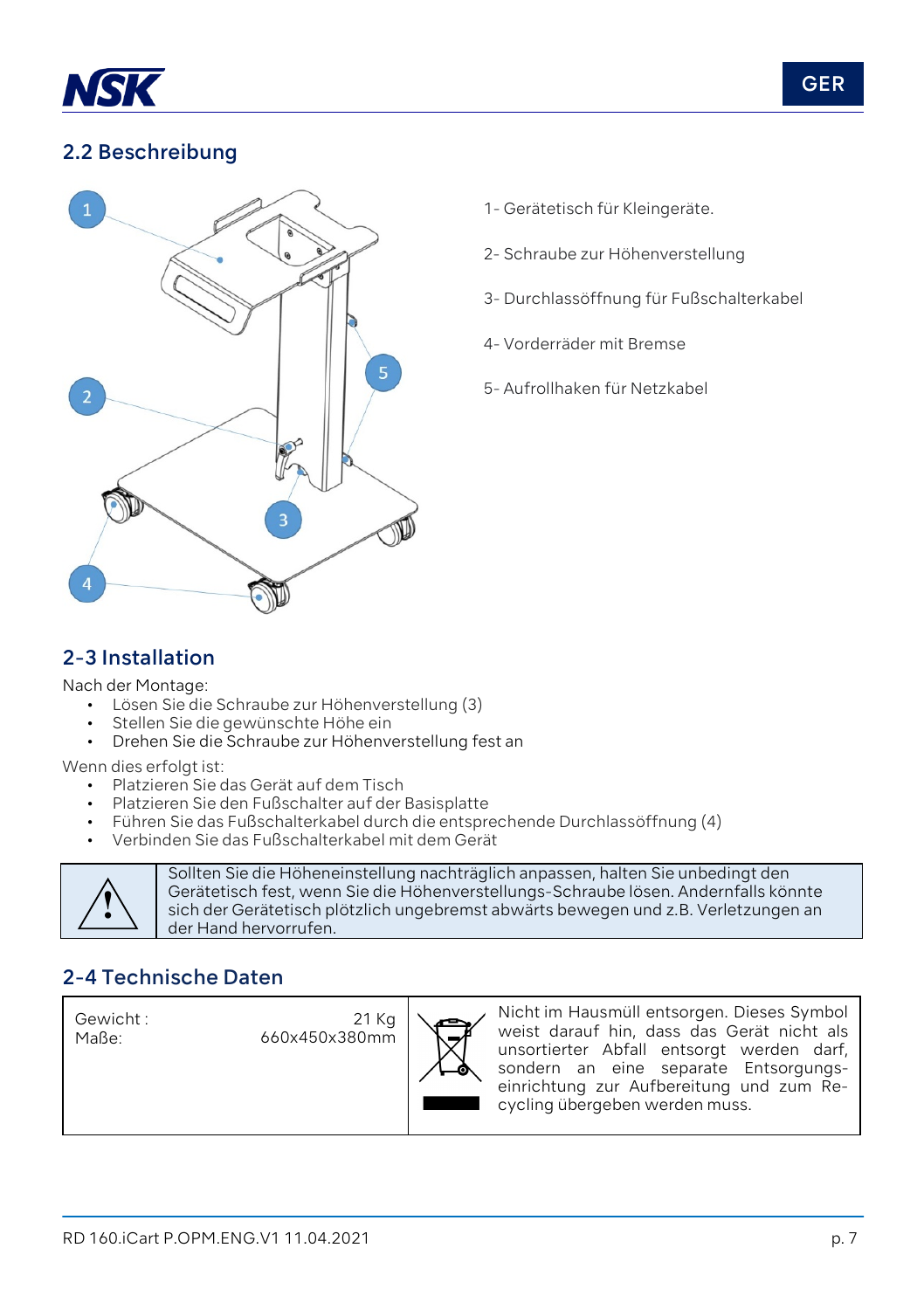## 2.2 Beschreibung

1- Gerätetisch für Kleingeräte.

2- Schraube zur Höhenverstellung

3- Durchlassöffnung für Fußschalterkabel

4- Vorderräder mit Bremse

5- Aufrollhaken für Netzkabel

## 2-3 Installation

Nach der Montage:

- Lösen Sie die Schraube zur Höhenverstellung (3)
- Stellen Sie die gewünschte Höhe ein
- Drehen Sie die Schraube zur Höhenverstellung fest an

Wenn dies erfolgt ist:

- Platzieren Sie das Gerät auf dem Tisch
- Platzieren Sie den Fußschalter auf der Basisplatte
- Führen Sie das Fußschalterkabel durch die entsprechende Durchlassöffnung (4)
- Verbinden Sie das Fußschalterkabel mit dem Gerät

| ⚠ | Sollten Sie die Höheneinstellung nachträglich anpassen, halten Sie unbedingt den Gerätetisch fest, wenn Sie die Höhenverstellungs-Schraube lösen. Andernfalls könnte sich der Gerätetisch plötzlich ungebremst abwärts bewegen und z.B. Verletzungen an der Hand hervorrufen. |
|---|---|

## 2-4 Technische Daten

| Gewicht : | 21 Kg | | Nicht im Hausmüll entsorgen. Dieses Symbol weist darauf hin, dass das Gerät nicht als unsortierter Abfall entsorgt werden darf, sondern an eine separate Entsorgungseinrichtung zur Aufbereitung und zum Recycling übergeben werden muss. |
|---|---|---|---|
| Maße: | 660x450x380mm | | |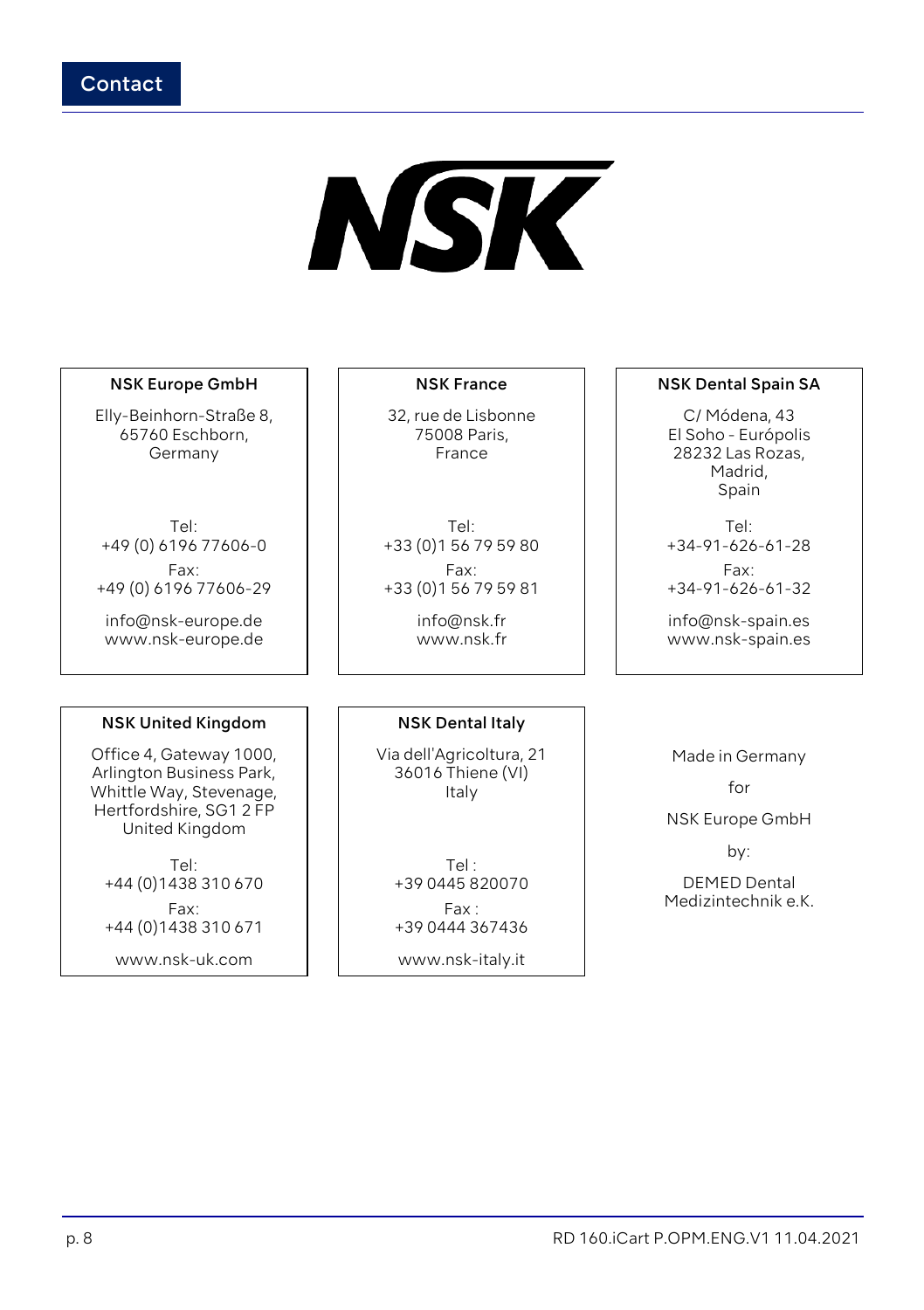## Contact

NSK

**NSK Europe GmbH**

Elly-Beinhorn-Straße 8,
65760 Eschborn,
Germany

Tel:
+49 (0) 6196 77606-0

Fax:
+49 (0) 6196 77606-29

info@nsk-europe.de
www.nsk-europe.de

**NSK France**

32, rue de Lisbonne
75008 Paris,
France

Tel:
+33 (0)1 56 79 59 80

Fax:
+33 (0)1 56 79 59 81

info@nsk.fr
www.nsk.fr

**NSK Dental Spain SA**

C/ Módena, 43
El Soho - Európolis
28232 Las Rozas,
Madrid,
Spain

Tel:
+34-91-626-61-28

Fax:
+34-91-626-61-32

info@nsk-spain.es
www.nsk-spain.es

**NSK United Kingdom**

Office 4, Gateway 1000,
Arlington Business Park,
Whittle Way, Stevenage,
Hertfordshire, SG1 2 FP
United Kingdom

Tel:
+44 (0)1438 310 670

Fax:
+44 (0)1438 310 671

www.nsk-uk.com

**NSK Dental Italy**

Via dell'Agricoltura, 21
36016 Thiene (VI)
Italy

Tel :
+39 0445 820070

Fax :
+39 0444 367436

www.nsk-italy.it

Made in Germany

for

NSK Europe GmbH

by:

DEMED Dental
Medizintechnik e.K.

RD 160.iCart P.OPM.ENG.V1 11.04.2021